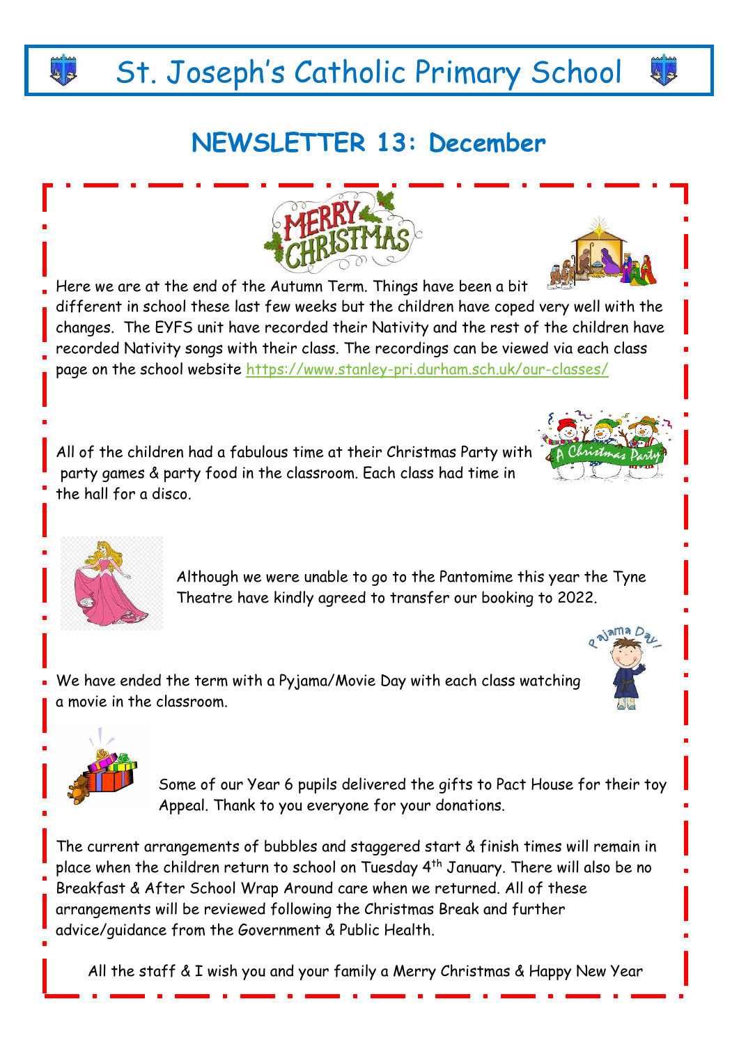# St. Joseph's Catholic Primary School

## NEWSLETTER 13: December

Here we are at the end of the Autumn Term. Things have been a bit different in school these last few weeks but the children have coped very well with the changes. The EYFS unit have recorded their Nativity and the rest of the children have recorded Nativity songs with their class. The recordings can be viewed via each class page on the school website https://www.stanley-pri.durham.sch.uk/our-classes/

All of the children had a fabulous time at their Christmas Party with party games & party food in the classroom. Each class had time in the hall for a disco.

Although we were unable to go to the Pantomime this year the Tyne Theatre have kindly agreed to transfer our booking to 2022.

We have ended the term with a Pyjama/Movie Day with each class watching a movie in the classroom.

Some of our Year 6 pupils delivered the gifts to Pact House for their toy Appeal. Thank to you everyone for your donations.

The current arrangements of bubbles and staggered start & finish times will remain in place when the children return to school on Tuesday 4th January. There will also be no Breakfast & After School Wrap Around care when we returned. All of these arrangements will be reviewed following the Christmas Break and further advice/guidance from the Government & Public Health.

All the staff & I wish you and your family a Merry Christmas & Happy New Year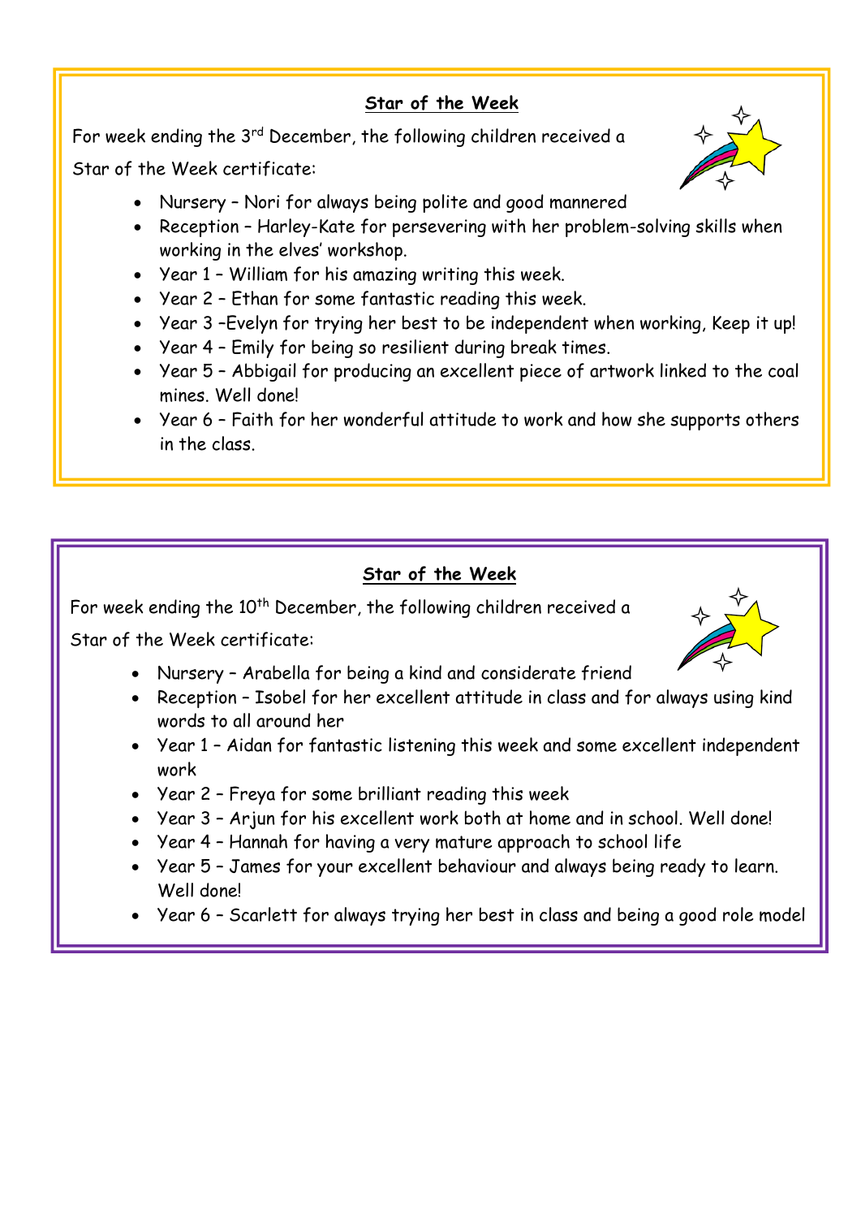## **Star of the Week**

For week ending the 3rd December, the following children received a Star of the Week certificate:

- Nursery – Nori for always being polite and good mannered
- Reception – Harley-Kate for persevering with her problem-solving skills when working in the elves' workshop.
- Year 1 – William for his amazing writing this week.
- Year 2 – Ethan for some fantastic reading this week.
- Year 3 –Evelyn for trying her best to be independent when working, Keep it up!
- Year 4 – Emily for being so resilient during break times.
- Year 5 – Abbigail for producing an excellent piece of artwork linked to the coal mines. Well done!
- Year 6 – Faith for her wonderful attitude to work and how she supports others in the class.

## **Star of the Week**

For week ending the 10th December, the following children received a Star of the Week certificate:

- Nursery – Arabella for being a kind and considerate friend
- Reception – Isobel for her excellent attitude in class and for always using kind words to all around her
- Year 1 – Aidan for fantastic listening this week and some excellent independent work
- Year 2 – Freya for some brilliant reading this week
- Year 3 – Arjun for his excellent work both at home and in school. Well done!
- Year 4 – Hannah for having a very mature approach to school life
- Year 5 – James for your excellent behaviour and always being ready to learn. Well done!
- Year 6 – Scarlett for always trying her best in class and being a good role model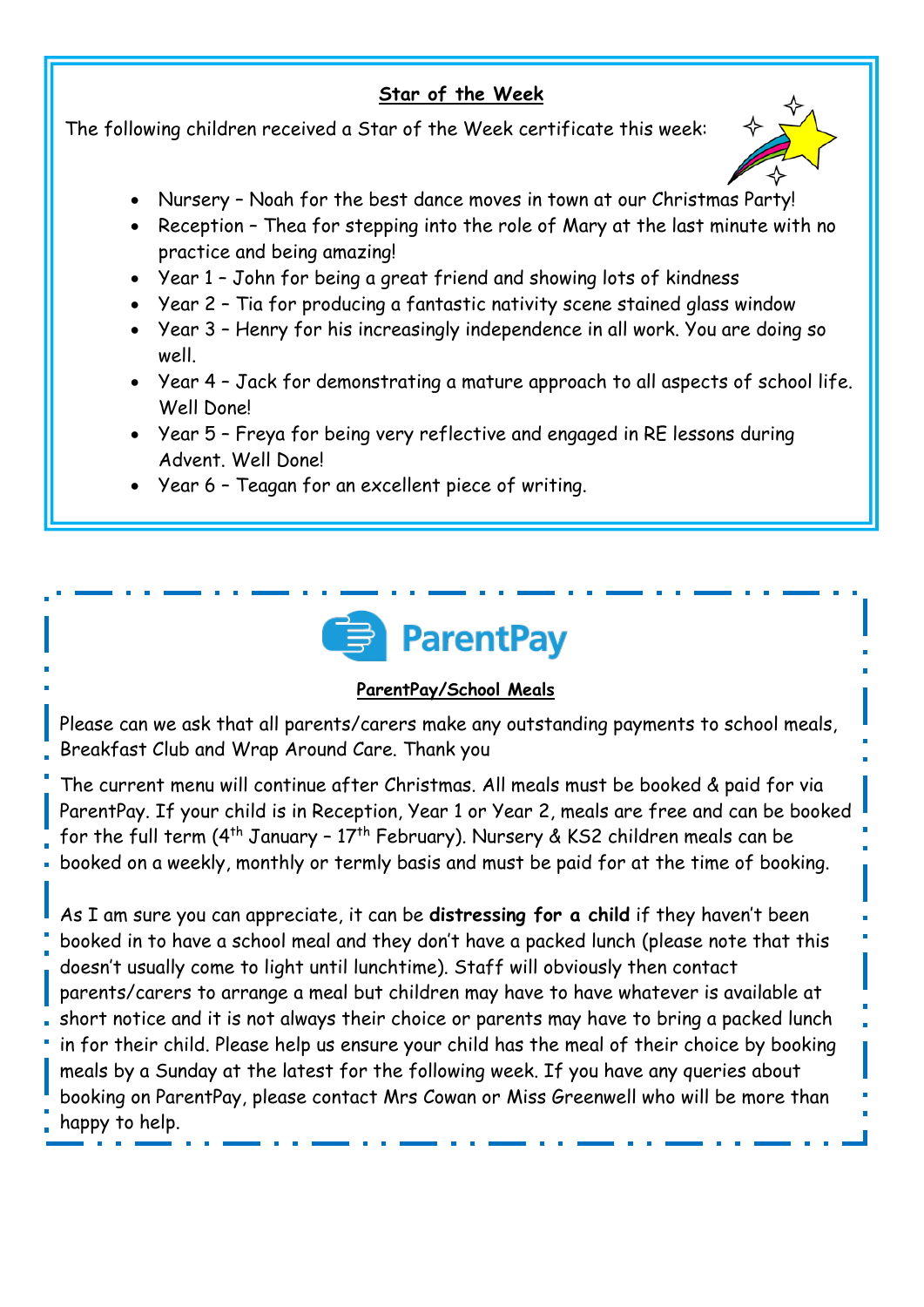## Star of the Week

The following children received a Star of the Week certificate this week:

- Nursery – Noah for the best dance moves in town at our Christmas Party!
- Reception – Thea for stepping into the role of Mary at the last minute with no practice and being amazing!
- Year 1 – John for being a great friend and showing lots of kindness
- Year 2 – Tia for producing a fantastic nativity scene stained glass window
- Year 3 – Henry for his increasingly independence in all work. You are doing so well.
- Year 4 – Jack for demonstrating a mature approach to all aspects of school life. Well Done!
- Year 5 – Freya for being very reflective and engaged in RE lessons during Advent. Well Done!
- Year 6 – Teagan for an excellent piece of writing.

ParentPay

## ParentPay/School Meals

Please can we ask that all parents/carers make any outstanding payments to school meals, Breakfast Club and Wrap Around Care. Thank you

The current menu will continue after Christmas. All meals must be booked & paid for via ParentPay. If your child is in Reception, Year 1 or Year 2, meals are free and can be booked for the full term (4th January – 17th February). Nursery & KS2 children meals can be booked on a weekly, monthly or termly basis and must be paid for at the time of booking.

As I am sure you can appreciate, it can be **distressing for a child** if they haven't been booked in to have a school meal and they don't have a packed lunch (please note that this doesn't usually come to light until lunchtime). Staff will obviously then contact parents/carers to arrange a meal but children may have to have whatever is available at short notice and it is not always their choice or parents may have to bring a packed lunch in for their child. Please help us ensure your child has the meal of their choice by booking meals by a Sunday at the latest for the following week. If you have any queries about booking on ParentPay, please contact Mrs Cowan or Miss Greenwell who will be more than happy to help.